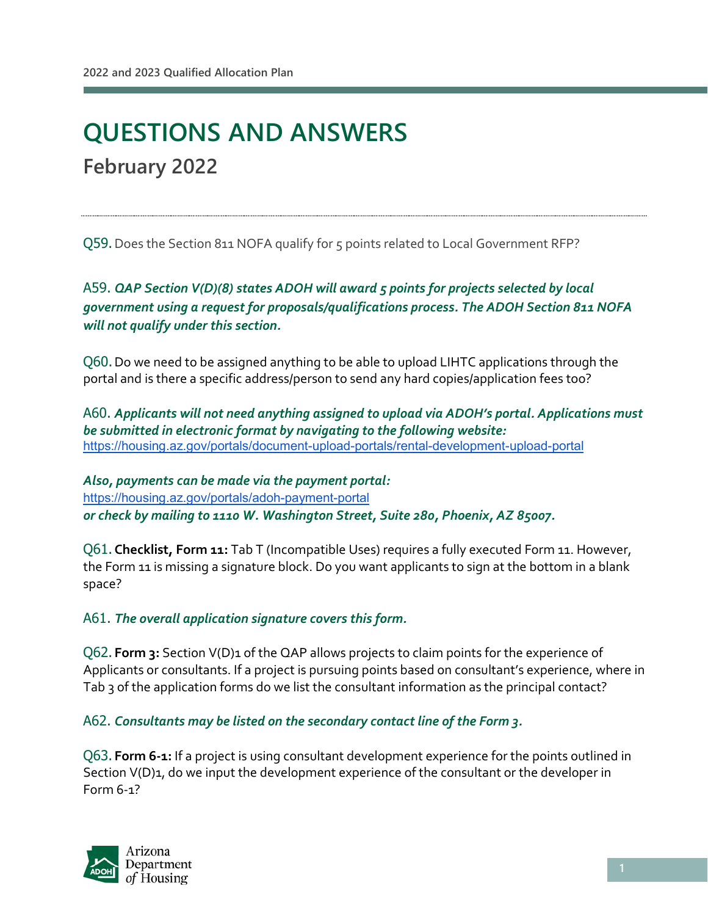# QUESTIONS AND ANSWERS

## February 2022

---

Q59. Does the Section 811 NOFA qualify for 5 points related to Local Government RFP?

A59. ***QAP Section V(D)(8) states ADOH will award 5 points for projects selected by local government using a request for proposals/qualifications process. The ADOH Section 811 NOFA will not qualify under this section.***

Q60. Do we need to be assigned anything to be able to upload LIHTC applications through the portal and is there a specific address/person to send any hard copies/application fees too?

A60. ***Applicants will not need anything assigned to upload via ADOH's portal. Applications must be submitted in electronic format by navigating to the following website:*** https://housing.az.gov/portals/document-upload-portals/rental-development-upload-portal

***Also, payments can be made via the payment portal:***
https://housing.az.gov/portals/adoh-payment-portal
***or check by mailing to 1110 W. Washington Street, Suite 280, Phoenix, AZ 85007.***

Q61. **Checklist, Form 11:** Tab T (Incompatible Uses) requires a fully executed Form 11. However, the Form 11 is missing a signature block. Do you want applicants to sign at the bottom in a blank space?

A61. ***The overall application signature covers this form.***

Q62. **Form 3:** Section V(D)1 of the QAP allows projects to claim points for the experience of Applicants or consultants. If a project is pursuing points based on consultant's experience, where in Tab 3 of the application forms do we list the consultant information as the principal contact?

A62. ***Consultants may be listed on the secondary contact line of the Form 3.***

Q63. **Form 6-1:** If a project is using consultant development experience for the points outlined in Section V(D)1, do we input the development experience of the consultant or the developer in Form 6-1?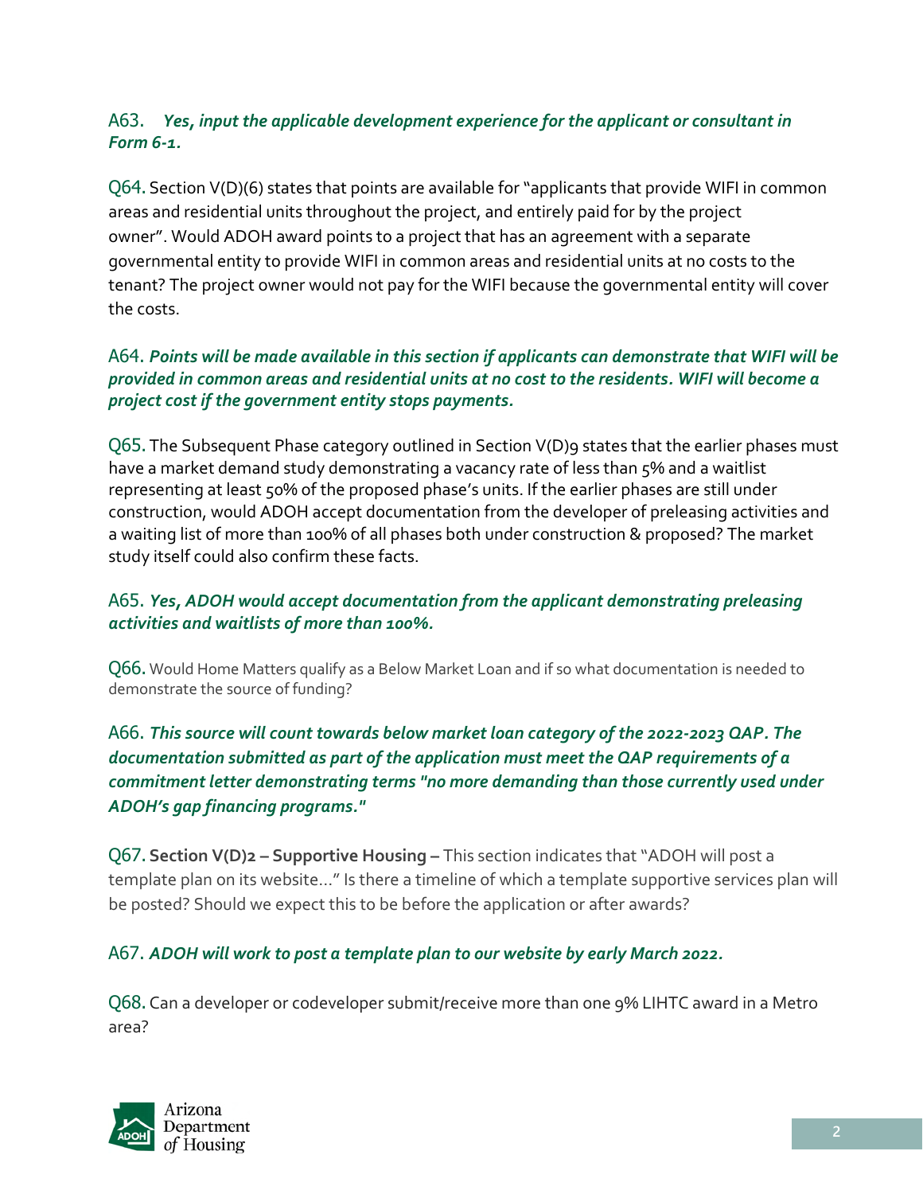A63. ***Yes, input the applicable development experience for the applicant or consultant in Form 6-1.***

Q64. Section V(D)(6) states that points are available for "applicants that provide WIFI in common areas and residential units throughout the project, and entirely paid for by the project owner". Would ADOH award points to a project that has an agreement with a separate governmental entity to provide WIFI in common areas and residential units at no costs to the tenant? The project owner would not pay for the WIFI because the governmental entity will cover the costs.

A64. ***Points will be made available in this section if applicants can demonstrate that WIFI will be provided in common areas and residential units at no cost to the residents. WIFI will become a project cost if the government entity stops payments.***

Q65. The Subsequent Phase category outlined in Section V(D)9 states that the earlier phases must have a market demand study demonstrating a vacancy rate of less than 5% and a waitlist representing at least 50% of the proposed phase's units. If the earlier phases are still under construction, would ADOH accept documentation from the developer of preleasing activities and a waiting list of more than 100% of all phases both under construction & proposed? The market study itself could also confirm these facts.

A65. ***Yes, ADOH would accept documentation from the applicant demonstrating preleasing activities and waitlists of more than 100%.***

Q66. Would Home Matters qualify as a Below Market Loan and if so what documentation is needed to demonstrate the source of funding?

A66. ***This source will count towards below market loan category of the 2022-2023 QAP. The documentation submitted as part of the application must meet the QAP requirements of a commitment letter demonstrating terms "no more demanding than those currently used under ADOH's gap financing programs."***

Q67. **Section V(D)2 – Supportive Housing –** This section indicates that "ADOH will post a template plan on its website..." Is there a timeline of which a template supportive services plan will be posted? Should we expect this to be before the application or after awards?

A67. ***ADOH will work to post a template plan to our website by early March 2022.***

Q68. Can a developer or codeveloper submit/receive more than one 9% LIHTC award in a Metro area?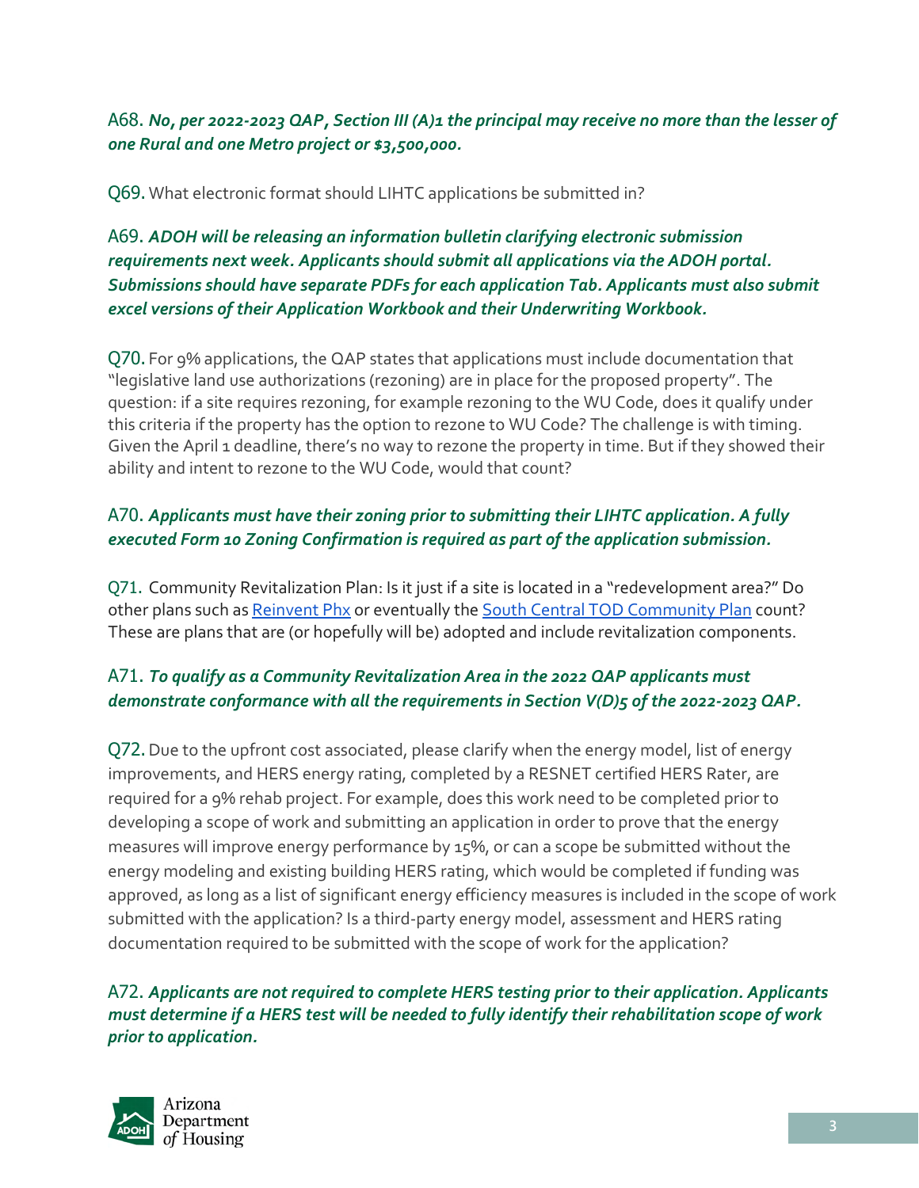A68. ***No, per 2022-2023 QAP, Section III (A)1 the principal may receive no more than the lesser of one Rural and one Metro project or $3,500,000.***

Q69. What electronic format should LIHTC applications be submitted in?

A69. ***ADOH will be releasing an information bulletin clarifying electronic submission requirements next week. Applicants should submit all applications via the ADOH portal. Submissions should have separate PDFs for each application Tab. Applicants must also submit excel versions of their Application Workbook and their Underwriting Workbook.***

Q70. For 9% applications, the QAP states that applications must include documentation that "legislative land use authorizations (rezoning) are in place for the proposed property". The question: if a site requires rezoning, for example rezoning to the WU Code, does it qualify under this criteria if the property has the option to rezone to WU Code? The challenge is with timing. Given the April 1 deadline, there's no way to rezone the property in time. But if they showed their ability and intent to rezone to the WU Code, would that count?

A70. ***Applicants must have their zoning prior to submitting their LIHTC application. A fully executed Form 10 Zoning Confirmation is required as part of the application submission.***

Q71. Community Revitalization Plan: Is it just if a site is located in a "redevelopment area?" Do other plans such as Reinvent Phx or eventually the South Central TOD Community Plan count? These are plans that are (or hopefully will be) adopted and include revitalization components.

A71. ***To qualify as a Community Revitalization Area in the 2022 QAP applicants must demonstrate conformance with all the requirements in Section V(D)5 of the 2022-2023 QAP.***

Q72. Due to the upfront cost associated, please clarify when the energy model, list of energy improvements, and HERS energy rating, completed by a RESNET certified HERS Rater, are required for a 9% rehab project. For example, does this work need to be completed prior to developing a scope of work and submitting an application in order to prove that the energy measures will improve energy performance by 15%, or can a scope be submitted without the energy modeling and existing building HERS rating, which would be completed if funding was approved, as long as a list of significant energy efficiency measures is included in the scope of work submitted with the application? Is a third-party energy model, assessment and HERS rating documentation required to be submitted with the scope of work for the application?

A72. ***Applicants are not required to complete HERS testing prior to their application. Applicants must determine if a HERS test will be needed to fully identify their rehabilitation scope of work prior to application.***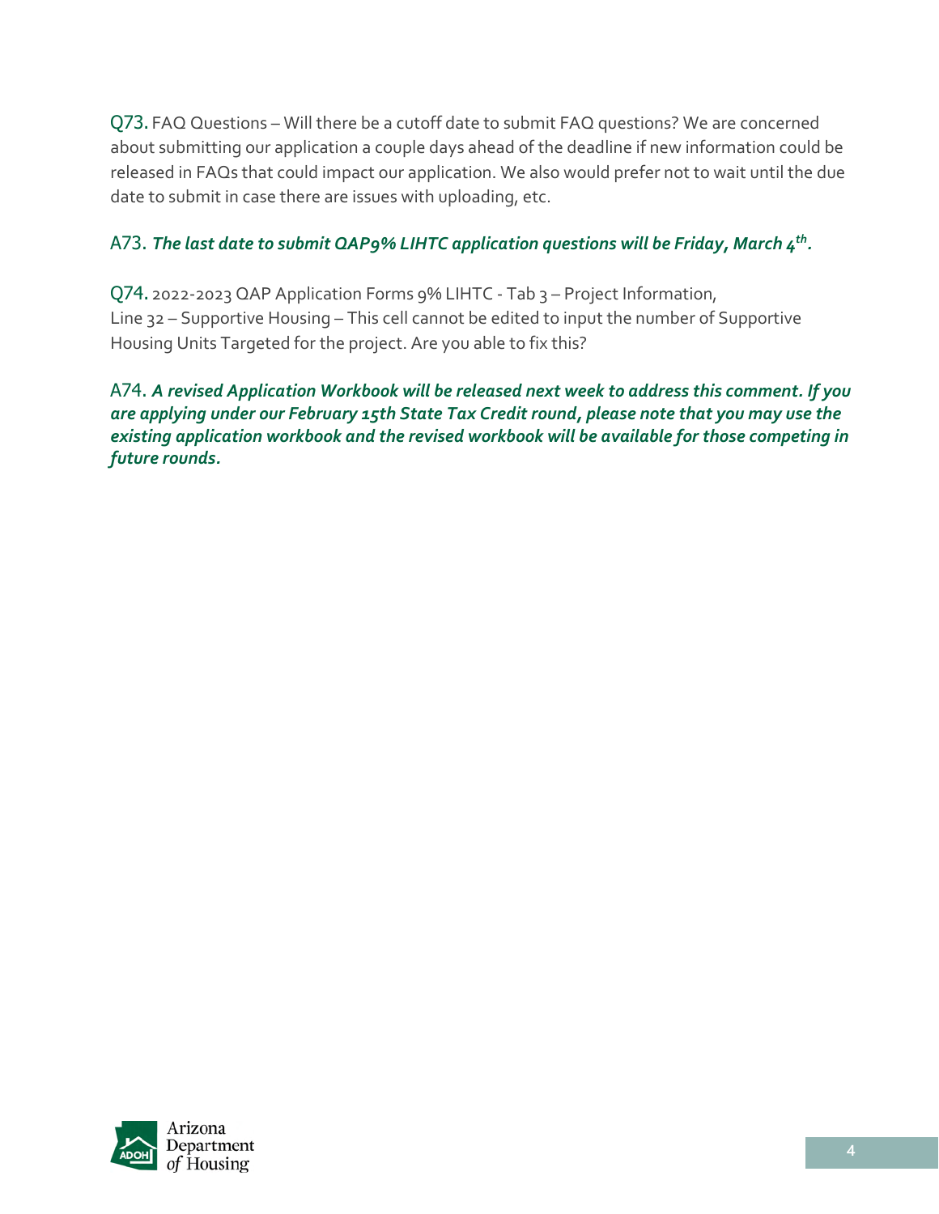Q73. FAQ Questions – Will there be a cutoff date to submit FAQ questions? We are concerned about submitting our application a couple days ahead of the deadline if new information could be released in FAQs that could impact our application. We also would prefer not to wait until the due date to submit in case there are issues with uploading, etc.

A73. ***The last date to submit QAP9% LIHTC application questions will be Friday, March 4th.***

Q74. 2022-2023 QAP Application Forms 9% LIHTC - Tab 3 – Project Information, Line 32 – Supportive Housing – This cell cannot be edited to input the number of Supportive Housing Units Targeted for the project. Are you able to fix this?

A74. ***A revised Application Workbook will be released next week to address this comment. If you are applying under our February 15th State Tax Credit round, please note that you may use the existing application workbook and the revised workbook will be available for those competing in future rounds.***